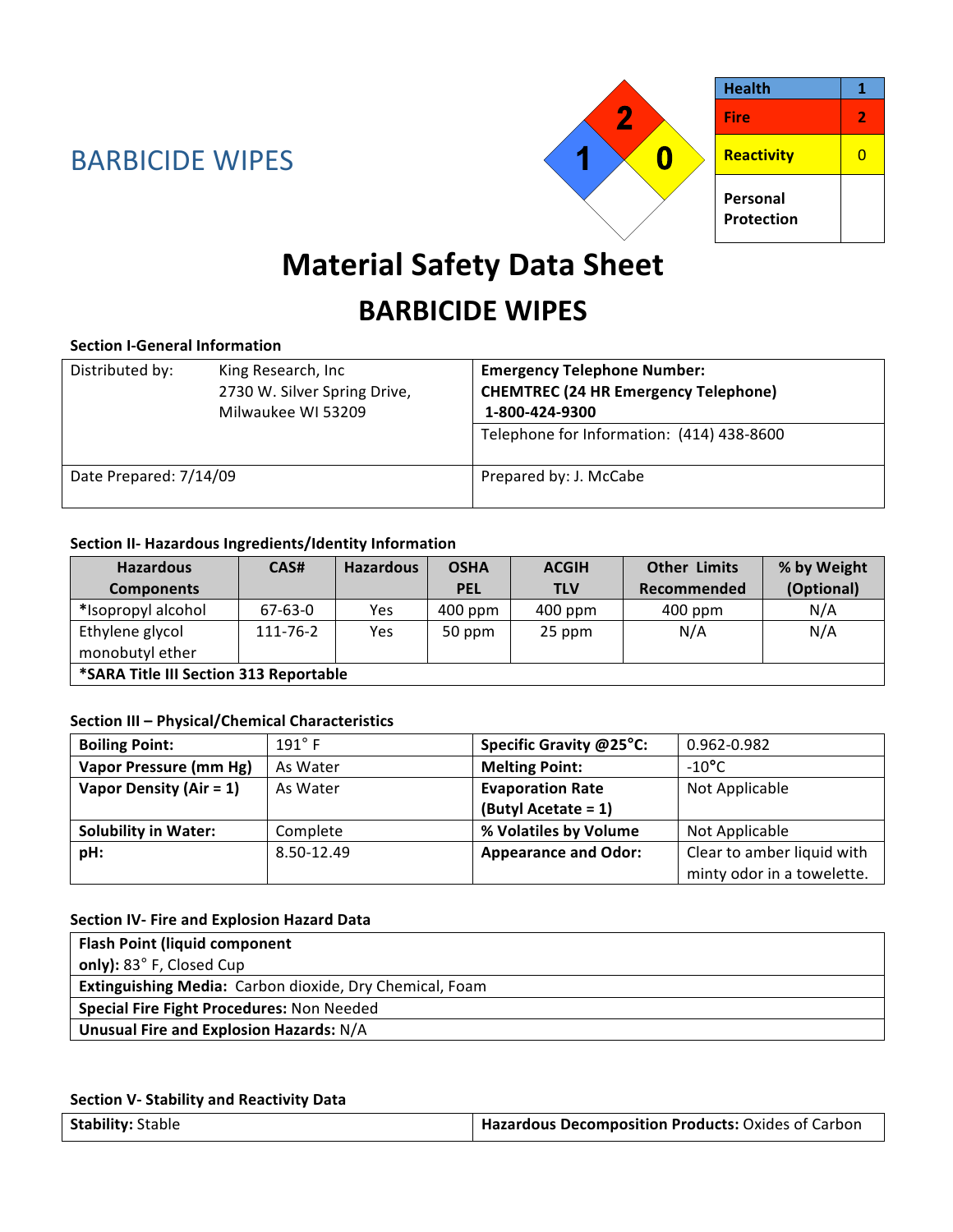BARBICIDE WIPES

| Health | 1 |
| --- | --- |
| Fire | 2 |
| Reactivity | 0 |
| Personal Protection | |

# Material Safety Data Sheet

## BARBICIDE WIPES

### Section I-General Information

| Distributed by: King Research, Inc 2730 W. Silver Spring Drive, Milwaukee WI 53209 | **Emergency Telephone Number: CHEMTREC (24 HR Emergency Telephone) 1-800-424-9300** Telephone for Information: (414) 438-8600 |
| --- | --- |
| Date Prepared: 7/14/09 | Prepared by: J. McCabe |

### Section II- Hazardous Ingredients/Identity Information

| Hazardous Components | CAS# | Hazardous | OSHA PEL | ACGIH TLV | Other Limits Recommended | % by Weight (Optional) |
| --- | --- | --- | --- | --- | --- | --- |
| *Isopropyl alcohol | 67-63-0 | Yes | 400 ppm | 400 ppm | 400 ppm | N/A |
| Ethylene glycol monobutyl ether | 111-76-2 | Yes | 50 ppm | 25 ppm | N/A | N/A |
| **\*SARA Title III Section 313 Reportable** | | | | | | |

### Section III – Physical/Chemical Characteristics

| | | | |
| --- | --- | --- | --- |
| **Boiling Point:** | 191° F | **Specific Gravity @25°C:** | 0.962-0.982 |
| **Vapor Pressure (mm Hg)** | As Water | **Melting Point:** | -10°C |
| **Vapor Density (Air = 1)** | As Water | **Evaporation Rate (Butyl Acetate = 1)** | Not Applicable |
| **Solubility in Water:** | Complete | **% Volatiles by Volume** | Not Applicable |
| **pH:** | 8.50-12.49 | **Appearance and Odor:** | Clear to amber liquid with minty odor in a towelette. |

### Section IV- Fire and Explosion Hazard Data

| |
| --- |
| **Flash Point (liquid component only):** 83° F, Closed Cup |
| **Extinguishing Media:** Carbon dioxide, Dry Chemical, Foam |
| **Special Fire Fight Procedures:** Non Needed |
| **Unusual Fire and Explosion Hazards:** N/A |

### Section V- Stability and Reactivity Data

| | |
| --- | --- |
| **Stability:** Stable | **Hazardous Decomposition Products:** Oxides of Carbon |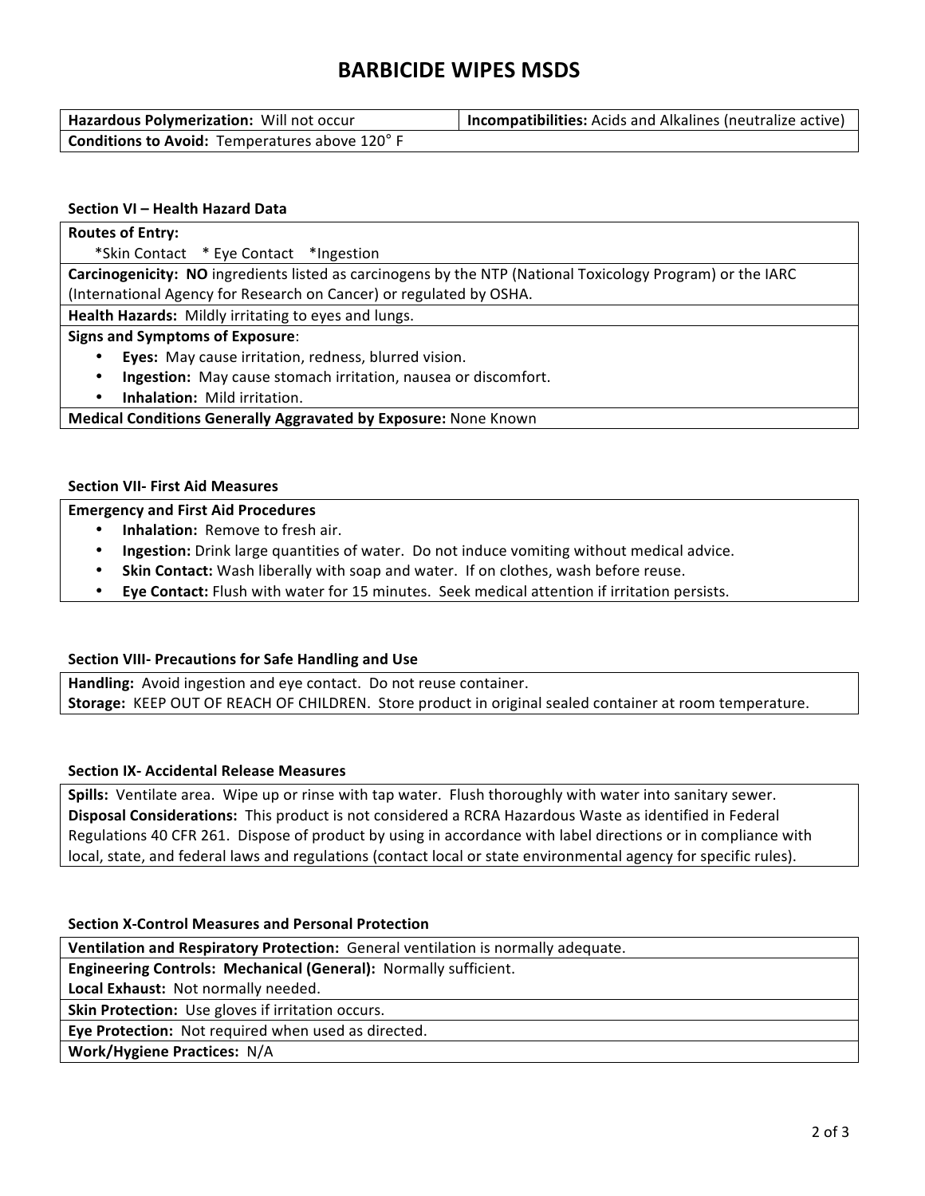# BARBICIDE WIPES MSDS

| **Hazardous Polymerization:** Will not occur | **Incompatibilities:** Acids and Alkalines (neutralize active) |
|---|---|
| **Conditions to Avoid:** Temperatures above 120° F | |

### Section VI – Health Hazard Data

**Routes of Entry:**
*Skin Contact * Eye Contact *Ingestion

**Carcinogenicity: NO** ingredients listed as carcinogens by the NTP (National Toxicology Program) or the IARC (International Agency for Research on Cancer) or regulated by OSHA.

**Health Hazards:** Mildly irritating to eyes and lungs.

**Signs and Symptoms of Exposure**:

- **Eyes:** May cause irritation, redness, blurred vision.
- **Ingestion:** May cause stomach irritation, nausea or discomfort.
- **Inhalation:** Mild irritation.

**Medical Conditions Generally Aggravated by Exposure:** None Known

### Section VII- First Aid Measures

**Emergency and First Aid Procedures**

- **Inhalation:** Remove to fresh air.
- **Ingestion:** Drink large quantities of water. Do not induce vomiting without medical advice.
- **Skin Contact:** Wash liberally with soap and water. If on clothes, wash before reuse.
- **Eye Contact:** Flush with water for 15 minutes. Seek medical attention if irritation persists.

### Section VIII- Precautions for Safe Handling and Use

**Handling:** Avoid ingestion and eye contact. Do not reuse container.
**Storage:** KEEP OUT OF REACH OF CHILDREN. Store product in original sealed container at room temperature.

### Section IX- Accidental Release Measures

**Spills:** Ventilate area. Wipe up or rinse with tap water. Flush thoroughly with water into sanitary sewer.
**Disposal Considerations:** This product is not considered a RCRA Hazardous Waste as identified in Federal Regulations 40 CFR 261. Dispose of product by using in accordance with label directions or in compliance with local, state, and federal laws and regulations (contact local or state environmental agency for specific rules).

### Section X-Control Measures and Personal Protection

**Ventilation and Respiratory Protection:** General ventilation is normally adequate.

**Engineering Controls: Mechanical (General):** Normally sufficient.
**Local Exhaust:** Not normally needed.

**Skin Protection:** Use gloves if irritation occurs.

**Eye Protection:** Not required when used as directed.

**Work/Hygiene Practices:** N/A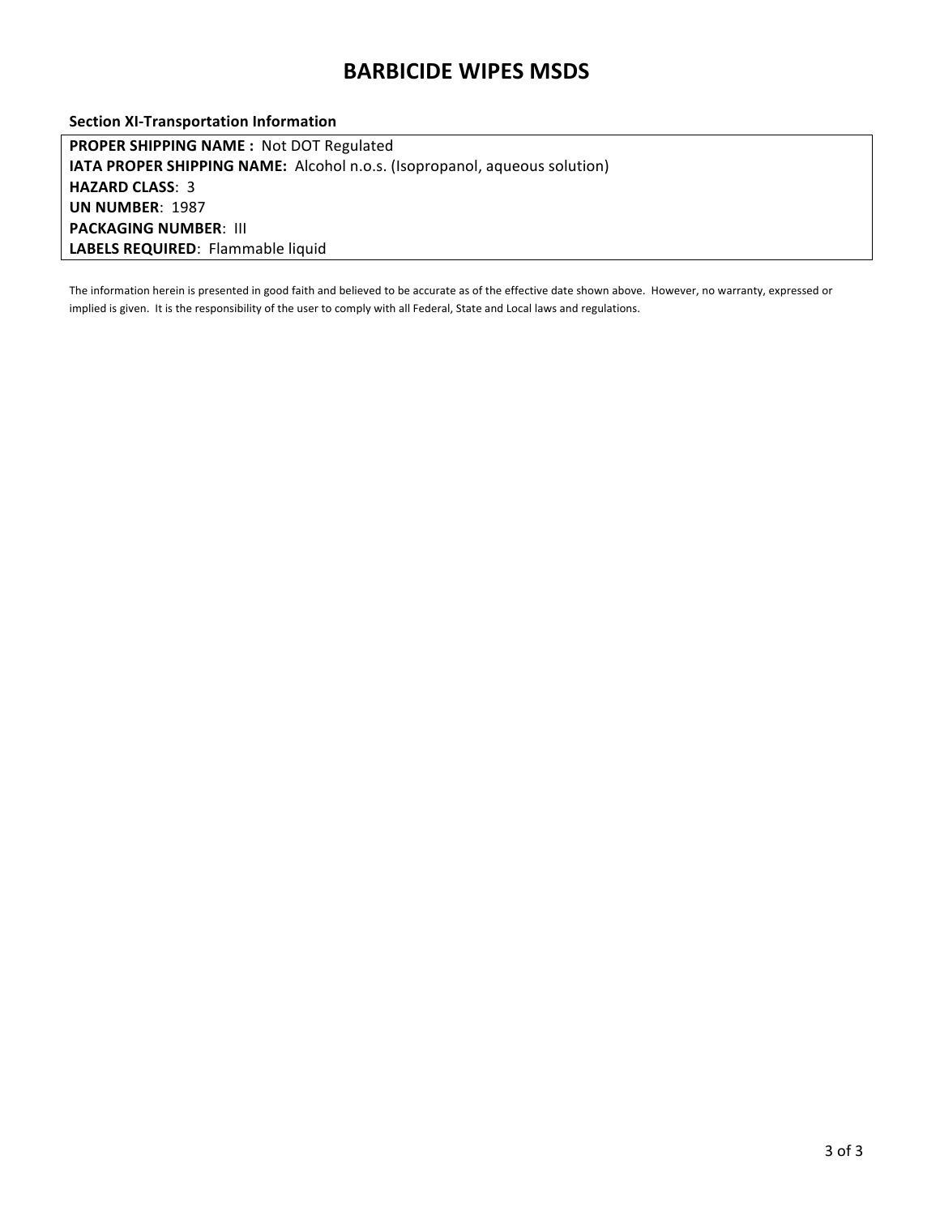# BARBICIDE WIPES MSDS

**Section XI-Transportation Information**

**PROPER SHIPPING NAME :** Not DOT Regulated
**IATA PROPER SHIPPING NAME:** Alcohol n.o.s. (Isopropanol, aqueous solution)
**HAZARD CLASS**: 3
**UN NUMBER**: 1987
**PACKAGING NUMBER**: III
**LABELS REQUIRED**: Flammable liquid

The information herein is presented in good faith and believed to be accurate as of the effective date shown above. However, no warranty, expressed or implied is given. It is the responsibility of the user to comply with all Federal, State and Local laws and regulations.